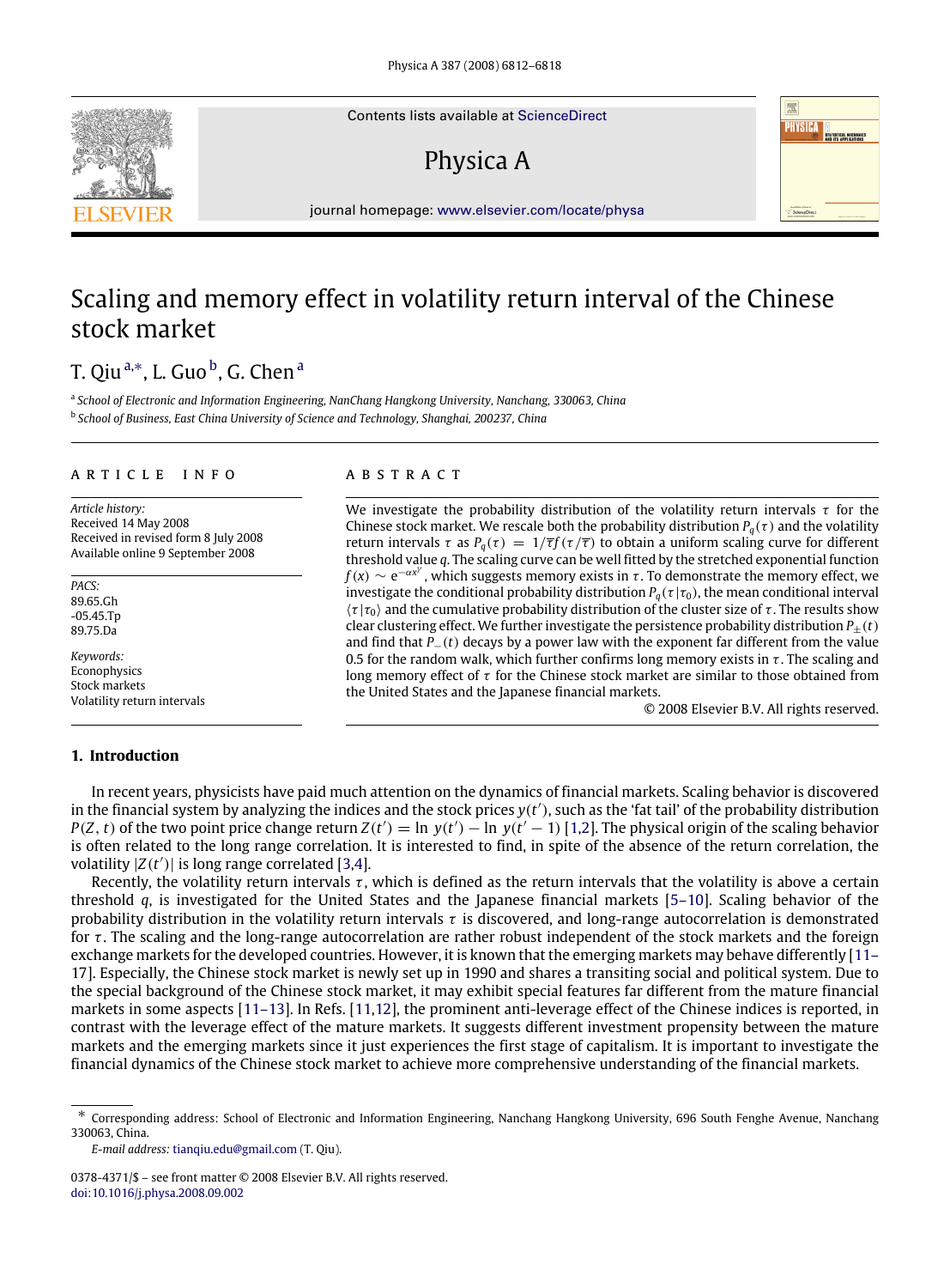Contents lists available at ScienceDirect

# Physica A

journal homepage: www.elsevier.com/locate/physa

# Scaling and memory effect in volatility return interval of the Chinese stock market

T. Qiu [a,*], L. Guo [b], G. Chen [a]

[a] School of Electronic and Information Engineering, NanChang Hangkong University, Nanchang, 330063, China

[b] School of Business, East China University of Science and Technology, Shanghai, 200237, China

## ARTICLE INFO

*Article history:*
Received 14 May 2008
Received in revised form 8 July 2008
Available online 9 September 2008

*PACS:*
89.65.Gh
-05.45.Tp
89.75.Da

*Keywords:*
Econophysics
Stock markets
Volatility return intervals

## ABSTRACT

We investigate the probability distribution of the volatility return intervals $\tau$ for the Chinese stock market. We rescale both the probability distribution $P_q(\tau)$ and the volatility return intervals $\tau$ as $P_q(\tau) = 1/\overline{\tau} f(\tau/\overline{\tau})$ to obtain a uniform scaling curve for different threshold value $q$. The scaling curve can be well fitted by the stretched exponential function $f(x) \sim e^{-\alpha x^{\gamma}}$, which suggests memory exists in $\tau$. To demonstrate the memory effect, we investigate the conditional probability distribution $P_q(\tau|\tau_0)$, the mean conditional interval $\langle\tau|\tau_0\rangle$ and the cumulative probability distribution of the cluster size of $\tau$. The results show clear clustering effect. We further investigate the persistence probability distribution $P_{\pm}(t)$ and find that $P_{-}(t)$ decays by a power law with the exponent far different from the value 0.5 for the random walk, which further confirms long memory exists in $\tau$. The scaling and long memory effect of $\tau$ for the Chinese stock market are similar to those obtained from the United States and the Japanese financial markets.

© 2008 Elsevier B.V. All rights reserved.

## 1. Introduction

In recent years, physicists have paid much attention on the dynamics of financial markets. Scaling behavior is discovered in the financial system by analyzing the indices and the stock prices $y(t')$, such as the 'fat tail' of the probability distribution $P(Z, t)$ of the two point price change return $Z(t') = \ln y(t') - \ln y(t' - 1)$ [1,2]. The physical origin of the scaling behavior is often related to the long range correlation. It is interested to find, in spite of the absence of the return correlation, the volatility $|Z(t')|$ is long range correlated [3,4].

Recently, the volatility return intervals $\tau$, which is defined as the return intervals that the volatility is above a certain threshold $q$, is investigated for the United States and the Japanese financial markets [5–10]. Scaling behavior of the probability distribution in the volatility return intervals $\tau$ is discovered, and long-range autocorrelation is demonstrated for $\tau$. The scaling and the long-range autocorrelation are rather robust independent of the stock markets and the foreign exchange markets for the developed countries. However, it is known that the emerging markets may behave differently [11–17]. Especially, the Chinese stock market is newly set up in 1990 and shares a transiting social and political system. Due to the special background of the Chinese stock market, it may exhibit special features far different from the mature financial markets in some aspects [11–13]. In Refs. [11,12], the prominent anti-leverage effect of the Chinese indices is reported, in contrast with the leverage effect of the mature markets. It suggests different investment propensity between the mature markets and the emerging markets since it just experiences the first stage of capitalism. It is important to investigate the financial dynamics of the Chinese stock market to achieve more comprehensive understanding of the financial markets.

* Corresponding address: School of Electronic and Information Engineering, Nanchang Hangkong University, 696 South Fenghe Avenue, Nanchang 330063, China.
*E-mail address:* tianqiu.edu@gmail.com (T. Qiu).

0378-4371/$ – see front matter © 2008 Elsevier B.V. All rights reserved.
doi:10.1016/j.physa.2008.09.002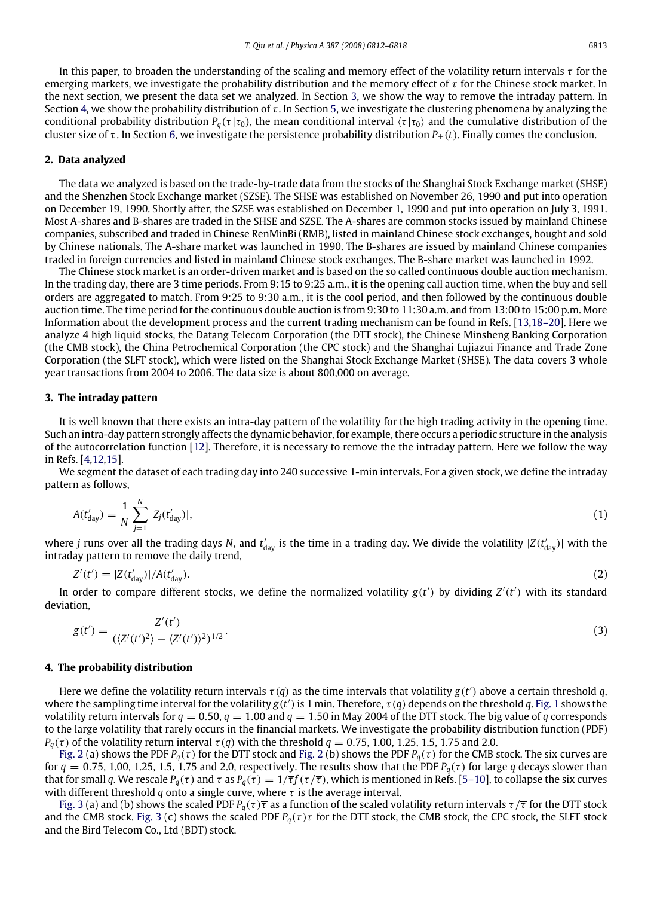In this paper, to broaden the understanding of the scaling and memory effect of the volatility return intervals $\tau$ for the emerging markets, we investigate the probability distribution and the memory effect of $\tau$ for the Chinese stock market. In the next section, we present the data set we analyzed. In Section 3, we show the way to remove the intraday pattern. In Section 4, we show the probability distribution of $\tau$. In Section 5, we investigate the clustering phenomena by analyzing the conditional probability distribution $P_q(\tau|\tau_0)$, the mean conditional interval $\langle\tau|\tau_0\rangle$ and the cumulative distribution of the cluster size of $\tau$. In Section 6, we investigate the persistence probability distribution $P_{\pm}(t)$. Finally comes the conclusion.

## 2. Data analyzed

The data we analyzed is based on the trade-by-trade data from the stocks of the Shanghai Stock Exchange market (SHSE) and the Shenzhen Stock Exchange market (SZSE). The SHSE was established on November 26, 1990 and put into operation on December 19, 1990. Shortly after, the SZSE was established on December 1, 1990 and put into operation on July 3, 1991. Most A-shares and B-shares are traded in the SHSE and SZSE. The A-shares are common stocks issued by mainland Chinese companies, subscribed and traded in Chinese RenMinBi (RMB), listed in mainland Chinese stock exchanges, bought and sold by Chinese nationals. The A-share market was launched in 1990. The B-shares are issued by mainland Chinese companies traded in foreign currencies and listed in mainland Chinese stock exchanges. The B-share market was launched in 1992.

The Chinese stock market is an order-driven market and is based on the so called continuous double auction mechanism. In the trading day, there are 3 time periods. From 9:15 to 9:25 a.m., it is the opening call auction time, when the buy and sell orders are aggregated to match. From 9:25 to 9:30 a.m., it is the cool period, and then followed by the continuous double auction time. The time period for the continuous double auction is from 9:30 to 11:30 a.m. and from 13:00 to 15:00 p.m. More Information about the development process and the current trading mechanism can be found in Refs. [13,18–20]. Here we analyze 4 high liquid stocks, the Datang Telecom Corporation (the DTT stock), the Chinese Minsheng Banking Corporation (the CMB stock), the China Petrochemical Corporation (the CPC stock) and the Shanghai Lujiazui Finance and Trade Zone Corporation (the SLFT stock), which were listed on the Shanghai Stock Exchange Market (SHSE). The data covers 3 whole year transactions from 2004 to 2006. The data size is about 800,000 on average.

## 3. The intraday pattern

It is well known that there exists an intra-day pattern of the volatility for the high trading activity in the opening time. Such an intra-day pattern strongly affects the dynamic behavior, for example, there occurs a periodic structure in the analysis of the autocorrelation function [12]. Therefore, it is necessary to remove the the intraday pattern. Here we follow the way in Refs. [4,12,15].

We segment the dataset of each trading day into 240 successive 1-min intervals. For a given stock, we define the intraday pattern as follows,

$$A(t'_{\text{day}}) = \frac{1}{N}\sum_{j=1}^{N}|Z_j(t'_{\text{day}})|, \tag{1}$$

where $j$ runs over all the trading days $N$, and $t'_{\text{day}}$ is the time in a trading day. We divide the volatility $|Z(t'_{\text{day}})|$ with the intraday pattern to remove the daily trend,

$$Z'(t') = |Z(t'_{\text{day}})|/A(t'_{\text{day}}). \tag{2}$$

In order to compare different stocks, we define the normalized volatility $g(t')$ by dividing $Z'(t')$ with its standard deviation,

$$g(t') = \frac{Z'(t')}{(\langle Z'(t')^2\rangle - \langle Z'(t')\rangle^2)^{1/2}}. \tag{3}$$

## 4. The probability distribution

Here we define the volatility return intervals $\tau(q)$ as the time intervals that volatility $g(t')$ above a certain threshold $q$, where the sampling time interval for the volatility $g(t')$ is 1 min. Therefore, $\tau(q)$ depends on the threshold $q$. Fig. 1 shows the volatility return intervals for $q = 0.50$, $q = 1.00$ and $q = 1.50$ in May 2004 of the DTT stock. The big value of $q$ corresponds to the large volatility that rarely occurs in the financial markets. We investigate the probability distribution function (PDF) $P_q(\tau)$ of the volatility return interval $\tau(q)$ with the threshold $q = 0.75$, 1.00, 1.25, 1.5, 1.75 and 2.0.

Fig. 2 (a) shows the PDF $P_q(\tau)$ for the DTT stock and Fig. 2 (b) shows the PDF $P_q(\tau)$ for the CMB stock. The six curves are for $q = 0.75$, 1.00, 1.25, 1.5, 1.75 and 2.0, respectively. The results show that the PDF $P_q(\tau)$ for large $q$ decays slower than that for small $q$. We rescale $P_q(\tau)$ and $\tau$ as $P_q(\tau) = 1/\overline{\tau}f(\tau/\overline{\tau})$, which is mentioned in Refs. [5–10], to collapse the six curves with different threshold $q$ onto a single curve, where $\overline{\tau}$ is the average interval.

Fig. 3 (a) and (b) shows the scaled PDF $P_q(\tau)\overline{\tau}$ as a function of the scaled volatility return intervals $\tau/\overline{\tau}$ for the DTT stock and the CMB stock. Fig. 3 (c) shows the scaled PDF $P_q(\tau)\overline{\tau}$ for the DTT stock, the CMB stock, the CPC stock, the SLFT stock and the Bird Telecom Co., Ltd (BDT) stock.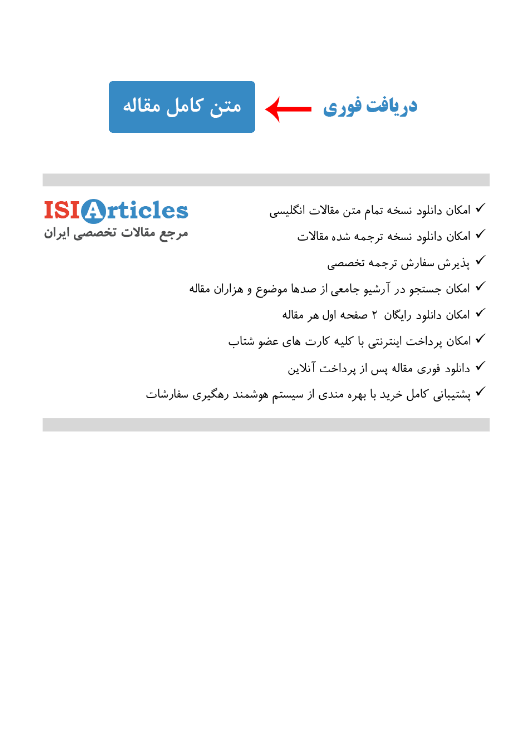دریافت فوری ← **متن کامل مقاله**

**ISIArticles**
مرجع مقالات تخصصی ایران

- ✓ امکان دانلود نسخه تمام متن مقالات انگلیسی
- ✓ امکان دانلود نسخه ترجمه شده مقالات
- ✓ پذیرش سفارش ترجمه تخصصی
- ✓ امکان جستجو در آرشیو جامعی از صدها موضوع و هزاران مقاله
- ✓ امکان دانلود رایگان ۲ صفحه اول هر مقاله
- ✓ امکان پرداخت اینترنتی با کلیه کارت های عضو شتاب
- ✓ دانلود فوری مقاله پس از پرداخت آنلاین
- ✓ پشتیبانی کامل خرید با بهره مندی از سیستم هوشمند رهگیری سفارشات